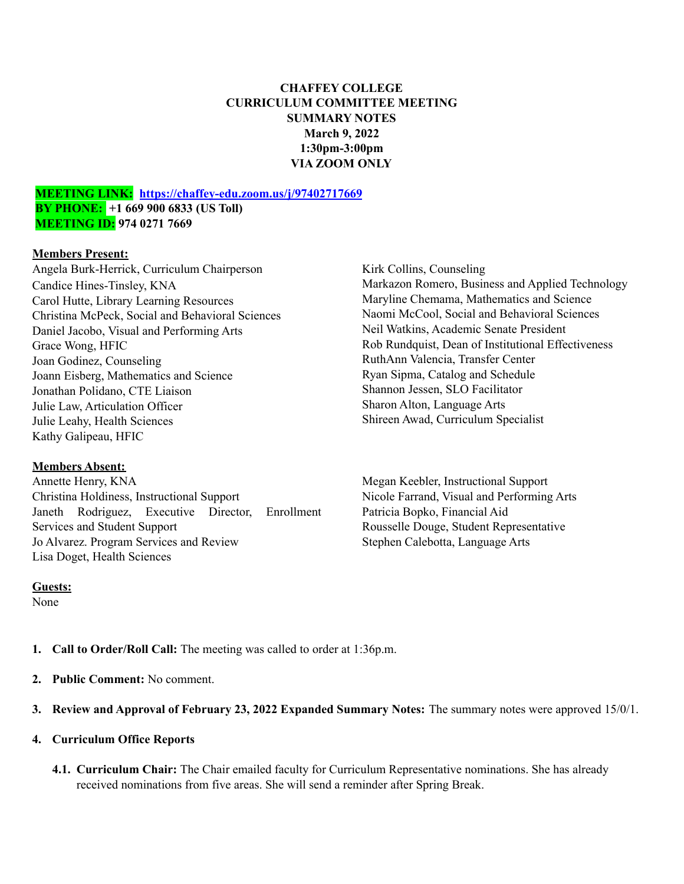**CHAFFEY COLLEGE**
**CURRICULUM COMMITTEE MEETING**
**SUMMARY NOTES**
**March 9, 2022**
**1:30pm-3:00pm**
**VIA ZOOM ONLY**

**MEETING LINK:** **https://chaffey-edu.zoom.us/j/97402717669**
**BY PHONE:** **+1 669 900 6833 (US Toll)**
**MEETING ID:** **974 0271 7669**

**Members Present:**

Angela Burk-Herrick, Curriculum Chairperson
Candice Hines-Tinsley, KNA
Carol Hutte, Library Learning Resources
Christina McPeck, Social and Behavioral Sciences
Daniel Jacobo, Visual and Performing Arts
Grace Wong, HFIC
Joan Godinez, Counseling
Joann Eisberg, Mathematics and Science
Jonathan Polidano, CTE Liaison
Julie Law, Articulation Officer
Julie Leahy, Health Sciences
Kathy Galipeau, HFIC
Kirk Collins, Counseling
Markazon Romero, Business and Applied Technology
Maryline Chemama, Mathematics and Science
Naomi McCool, Social and Behavioral Sciences
Neil Watkins, Academic Senate President
Rob Rundquist, Dean of Institutional Effectiveness
RuthAnn Valencia, Transfer Center
Ryan Sipma, Catalog and Schedule
Shannon Jessen, SLO Facilitator
Sharon Alton, Language Arts
Shireen Awad, Curriculum Specialist

**Members Absent:**

Annette Henry, KNA
Christina Holdiness, Instructional Support
Janeth Rodriguez, Executive Director, Enrollment Services and Student Support
Jo Alvarez. Program Services and Review
Lisa Doget, Health Sciences
Megan Keebler, Instructional Support
Nicole Farrand, Visual and Performing Arts
Patricia Bopko, Financial Aid
Rousselle Douge, Student Representative
Stephen Calebotta, Language Arts

**Guests:**

None

1. **Call to Order/Roll Call:** The meeting was called to order at 1:36p.m.

2. **Public Comment:** No comment.

3. **Review and Approval of February 23, 2022 Expanded Summary Notes:** The summary notes were approved 15/0/1.

4. **Curriculum Office Reports**

   4.1. **Curriculum Chair:** The Chair emailed faculty for Curriculum Representative nominations. She has already received nominations from five areas. She will send a reminder after Spring Break.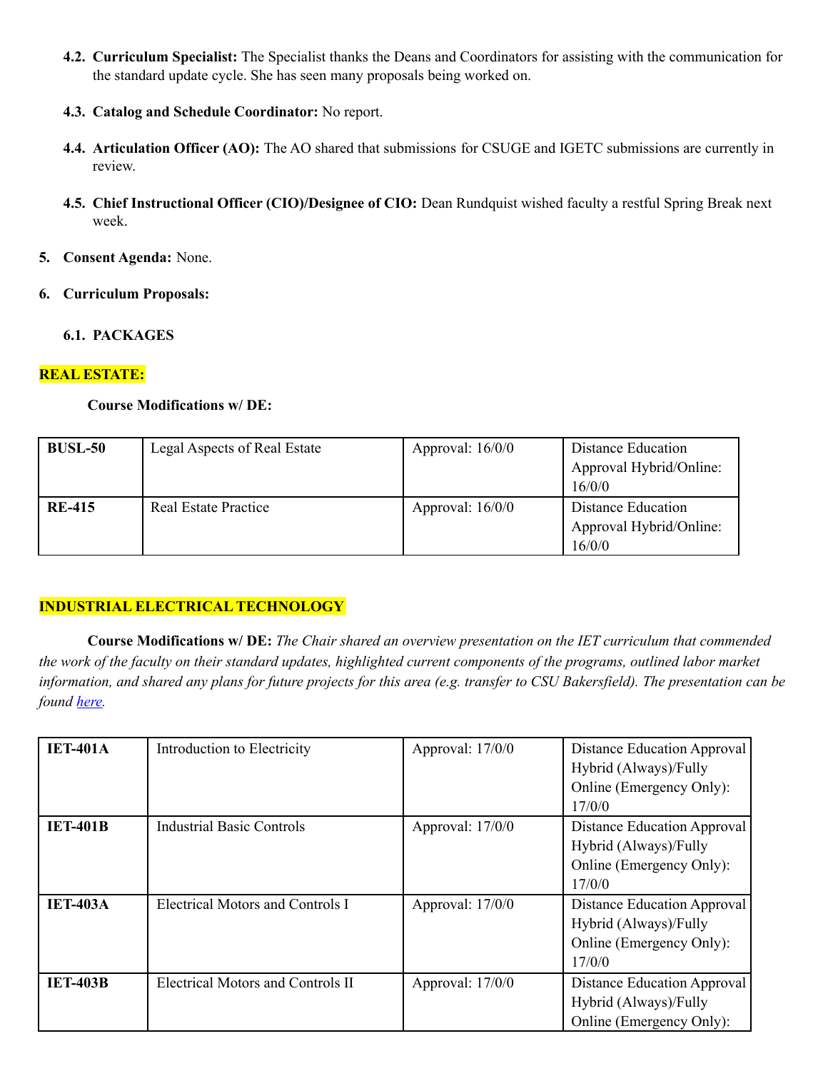4.2. **Curriculum Specialist:** The Specialist thanks the Deans and Coordinators for assisting with the communication for the standard update cycle. She has seen many proposals being worked on.

4.3. **Catalog and Schedule Coordinator:** No report.

4.4. **Articulation Officer (AO):** The AO shared that submissions for CSUGE and IGETC submissions are currently in review.

4.5. **Chief Instructional Officer (CIO)/Designee of CIO:** Dean Rundquist wished faculty a restful Spring Break next week.

5. **Consent Agenda:** None.

6. **Curriculum Proposals:**

6.1. **PACKAGES**

**REAL ESTATE:**

**Course Modifications w/ DE:**

| **BUSL-50** | Legal Aspects of Real Estate | Approval: 16/0/0 | Distance Education Approval Hybrid/Online: 16/0/0 |
|---|---|---|---|
| **RE-415** | Real Estate Practice | Approval: 16/0/0 | Distance Education Approval Hybrid/Online: 16/0/0 |

**INDUSTRIAL ELECTRICAL TECHNOLOGY**

**Course Modifications w/ DE:** *The Chair shared an overview presentation on the IET curriculum that commended the work of the faculty on their standard updates, highlighted current components of the programs, outlined labor market information, and shared any plans for future projects for this area (e.g. transfer to CSU Bakersfield). The presentation can be found [here](#).*

| **IET-401A** | Introduction to Electricity | Approval: 17/0/0 | Distance Education Approval Hybrid (Always)/Fully Online (Emergency Only): 17/0/0 |
|---|---|---|---|
| **IET-401B** | Industrial Basic Controls | Approval: 17/0/0 | Distance Education Approval Hybrid (Always)/Fully Online (Emergency Only): 17/0/0 |
| **IET-403A** | Electrical Motors and Controls I | Approval: 17/0/0 | Distance Education Approval Hybrid (Always)/Fully Online (Emergency Only): 17/0/0 |
| **IET-403B** | Electrical Motors and Controls II | Approval: 17/0/0 | Distance Education Approval Hybrid (Always)/Fully Online (Emergency Only): |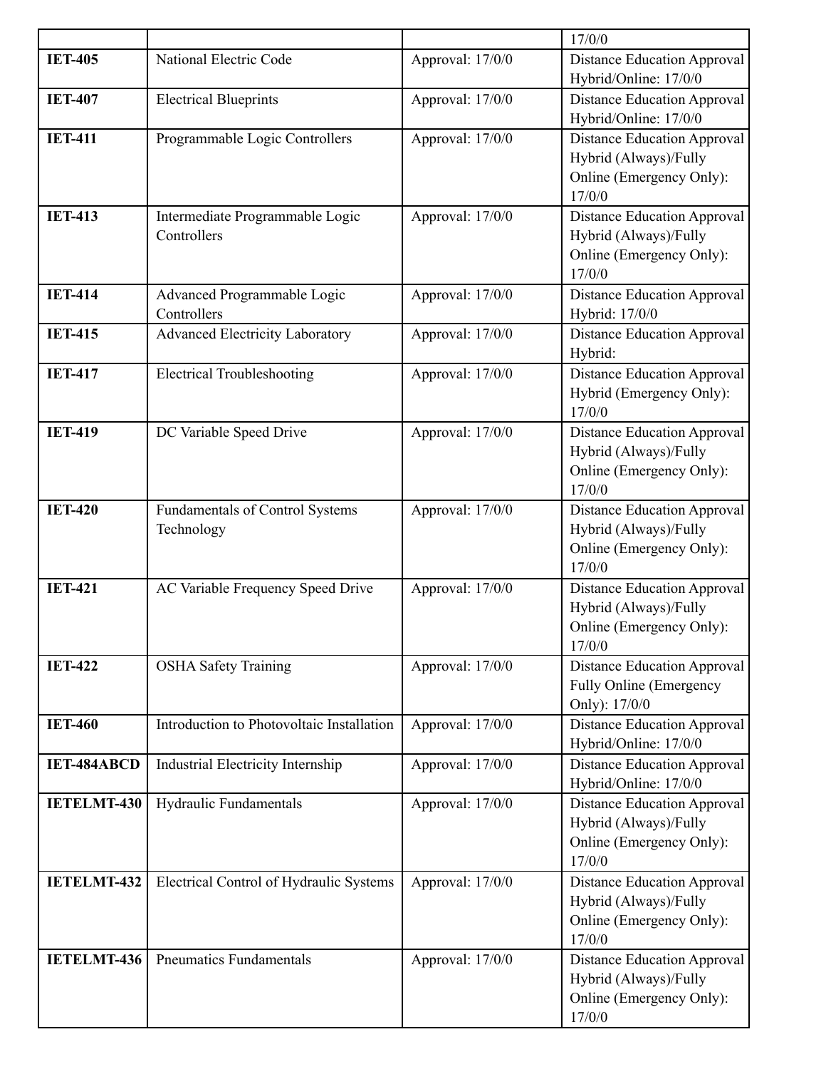| | | | 17/0/0 |
|---|---|---|---|
| **IET-405** | National Electric Code | Approval: 17/0/0 | Distance Education Approval Hybrid/Online: 17/0/0 |
| **IET-407** | Electrical Blueprints | Approval: 17/0/0 | Distance Education Approval Hybrid/Online: 17/0/0 |
| **IET-411** | Programmable Logic Controllers | Approval: 17/0/0 | Distance Education Approval Hybrid (Always)/Fully Online (Emergency Only): 17/0/0 |
| **IET-413** | Intermediate Programmable Logic Controllers | Approval: 17/0/0 | Distance Education Approval Hybrid (Always)/Fully Online (Emergency Only): 17/0/0 |
| **IET-414** | Advanced Programmable Logic Controllers | Approval: 17/0/0 | Distance Education Approval Hybrid: 17/0/0 |
| **IET-415** | Advanced Electricity Laboratory | Approval: 17/0/0 | Distance Education Approval Hybrid: |
| **IET-417** | Electrical Troubleshooting | Approval: 17/0/0 | Distance Education Approval Hybrid (Emergency Only): 17/0/0 |
| **IET-419** | DC Variable Speed Drive | Approval: 17/0/0 | Distance Education Approval Hybrid (Always)/Fully Online (Emergency Only): 17/0/0 |
| **IET-420** | Fundamentals of Control Systems Technology | Approval: 17/0/0 | Distance Education Approval Hybrid (Always)/Fully Online (Emergency Only): 17/0/0 |
| **IET-421** | AC Variable Frequency Speed Drive | Approval: 17/0/0 | Distance Education Approval Hybrid (Always)/Fully Online (Emergency Only): 17/0/0 |
| **IET-422** | OSHA Safety Training | Approval: 17/0/0 | Distance Education Approval Fully Online (Emergency Only): 17/0/0 |
| **IET-460** | Introduction to Photovoltaic Installation | Approval: 17/0/0 | Distance Education Approval Hybrid/Online: 17/0/0 |
| **IET-484ABCD** | Industrial Electricity Internship | Approval: 17/0/0 | Distance Education Approval Hybrid/Online: 17/0/0 |
| **IETELMT-430** | Hydraulic Fundamentals | Approval: 17/0/0 | Distance Education Approval Hybrid (Always)/Fully Online (Emergency Only): 17/0/0 |
| **IETELMT-432** | Electrical Control of Hydraulic Systems | Approval: 17/0/0 | Distance Education Approval Hybrid (Always)/Fully Online (Emergency Only): 17/0/0 |
| **IETELMT-436** | Pneumatics Fundamentals | Approval: 17/0/0 | Distance Education Approval Hybrid (Always)/Fully Online (Emergency Only): 17/0/0 |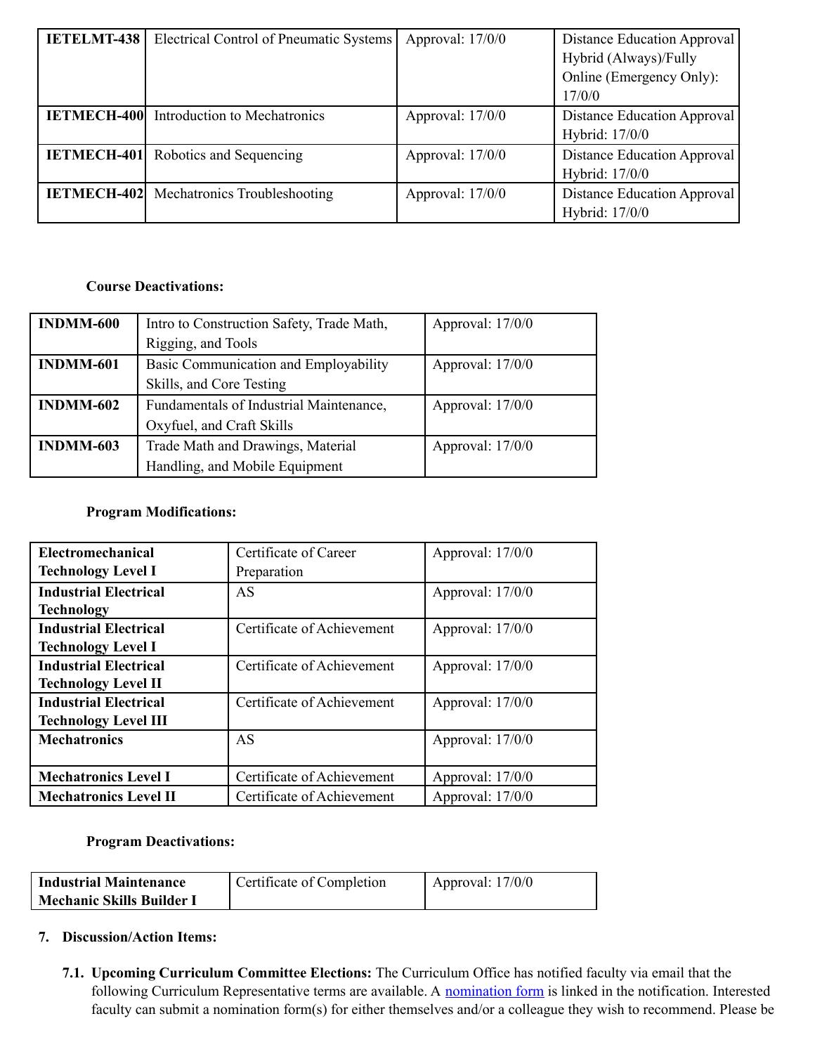| **IETELMT-438** | Electrical Control of Pneumatic Systems | Approval: 17/0/0 | Distance Education Approval Hybrid (Always)/Fully Online (Emergency Only): 17/0/0 |
|---|---|---|---|
| **IETMECH-400** | Introduction to Mechatronics | Approval: 17/0/0 | Distance Education Approval Hybrid: 17/0/0 |
| **IETMECH-401** | Robotics and Sequencing | Approval: 17/0/0 | Distance Education Approval Hybrid: 17/0/0 |
| **IETMECH-402** | Mechatronics Troubleshooting | Approval: 17/0/0 | Distance Education Approval Hybrid: 17/0/0 |

**Course Deactivations:**

| **INDMM-600** | Intro to Construction Safety, Trade Math, Rigging, and Tools | Approval: 17/0/0 |
|---|---|---|
| **INDMM-601** | Basic Communication and Employability Skills, and Core Testing | Approval: 17/0/0 |
| **INDMM-602** | Fundamentals of Industrial Maintenance, Oxyfuel, and Craft Skills | Approval: 17/0/0 |
| **INDMM-603** | Trade Math and Drawings, Material Handling, and Mobile Equipment | Approval: 17/0/0 |

**Program Modifications:**

| **Electromechanical Technology Level I** | Certificate of Career Preparation | Approval: 17/0/0 |
|---|---|---|
| **Industrial Electrical Technology** | AS | Approval: 17/0/0 |
| **Industrial Electrical Technology Level I** | Certificate of Achievement | Approval: 17/0/0 |
| **Industrial Electrical Technology Level II** | Certificate of Achievement | Approval: 17/0/0 |
| **Industrial Electrical Technology Level III** | Certificate of Achievement | Approval: 17/0/0 |
| **Mechatronics** | AS | Approval: 17/0/0 |
| **Mechatronics Level I** | Certificate of Achievement | Approval: 17/0/0 |
| **Mechatronics Level II** | Certificate of Achievement | Approval: 17/0/0 |

**Program Deactivations:**

| **Industrial Maintenance Mechanic Skills Builder I** | Certificate of Completion | Approval: 17/0/0 |
|---|---|---|

7. **Discussion/Action Items:**

7.1. **Upcoming Curriculum Committee Elections:** The Curriculum Office has notified faculty via email that the following Curriculum Representative terms are available. A nomination form is linked in the notification. Interested faculty can submit a nomination form(s) for either themselves and/or a colleague they wish to recommend. Please be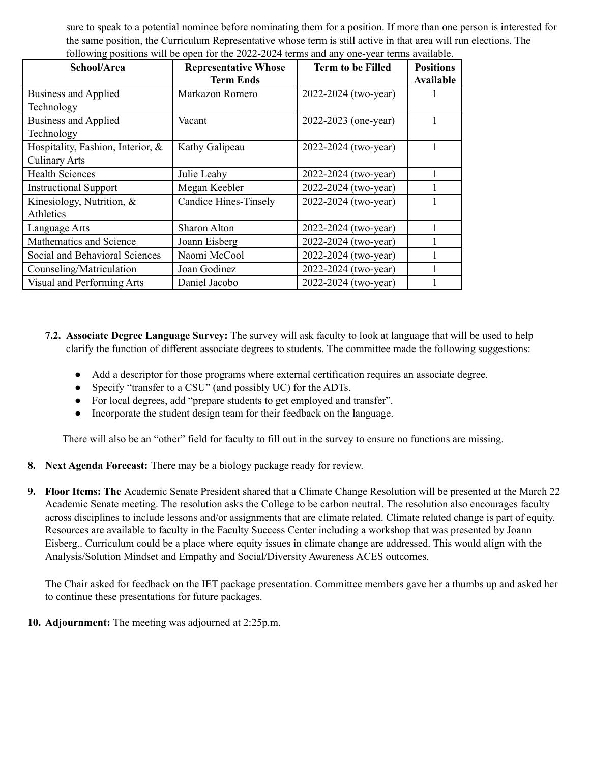sure to speak to a potential nominee before nominating them for a position. If more than one person is interested for the same position, the Curriculum Representative whose term is still active in that area will run elections. The following positions will be open for the 2022-2024 terms and any one-year terms available.

| School/Area | Representative Whose Term Ends | Term to be Filled | Positions Available |
|---|---|---|---|
| Business and Applied Technology | Markazon Romero | 2022-2024 (two-year) | 1 |
| Business and Applied Technology | Vacant | 2022-2023 (one-year) | 1 |
| Hospitality, Fashion, Interior, & Culinary Arts | Kathy Galipeau | 2022-2024 (two-year) | 1 |
| Health Sciences | Julie Leahy | 2022-2024 (two-year) | 1 |
| Instructional Support | Megan Keebler | 2022-2024 (two-year) | 1 |
| Kinesiology, Nutrition, & Athletics | Candice Hines-Tinsely | 2022-2024 (two-year) | 1 |
| Language Arts | Sharon Alton | 2022-2024 (two-year) | 1 |
| Mathematics and Science | Joann Eisberg | 2022-2024 (two-year) | 1 |
| Social and Behavioral Sciences | Naomi McCool | 2022-2024 (two-year) | 1 |
| Counseling/Matriculation | Joan Godinez | 2022-2024 (two-year) | 1 |
| Visual and Performing Arts | Daniel Jacobo | 2022-2024 (two-year) | 1 |

**7.2. Associate Degree Language Survey:** The survey will ask faculty to look at language that will be used to help clarify the function of different associate degrees to students. The committee made the following suggestions:

- Add a descriptor for those programs where external certification requires an associate degree.
- Specify "transfer to a CSU" (and possibly UC) for the ADTs.
- For local degrees, add "prepare students to get employed and transfer".
- Incorporate the student design team for their feedback on the language.

There will also be an "other" field for faculty to fill out in the survey to ensure no functions are missing.

8. **Next Agenda Forecast:** There may be a biology package ready for review.

9. **Floor Items: The** Academic Senate President shared that a Climate Change Resolution will be presented at the March 22 Academic Senate meeting. The resolution asks the College to be carbon neutral. The resolution also encourages faculty across disciplines to include lessons and/or assignments that are climate related. Climate related change is part of equity. Resources are available to faculty in the Faculty Success Center including a workshop that was presented by Joann Eisberg.. Curriculum could be a place where equity issues in climate change are addressed. This would align with the Analysis/Solution Mindset and Empathy and Social/Diversity Awareness ACES outcomes.

   The Chair asked for feedback on the IET package presentation. Committee members gave her a thumbs up and asked her to continue these presentations for future packages.

10. **Adjournment:** The meeting was adjourned at 2:25p.m.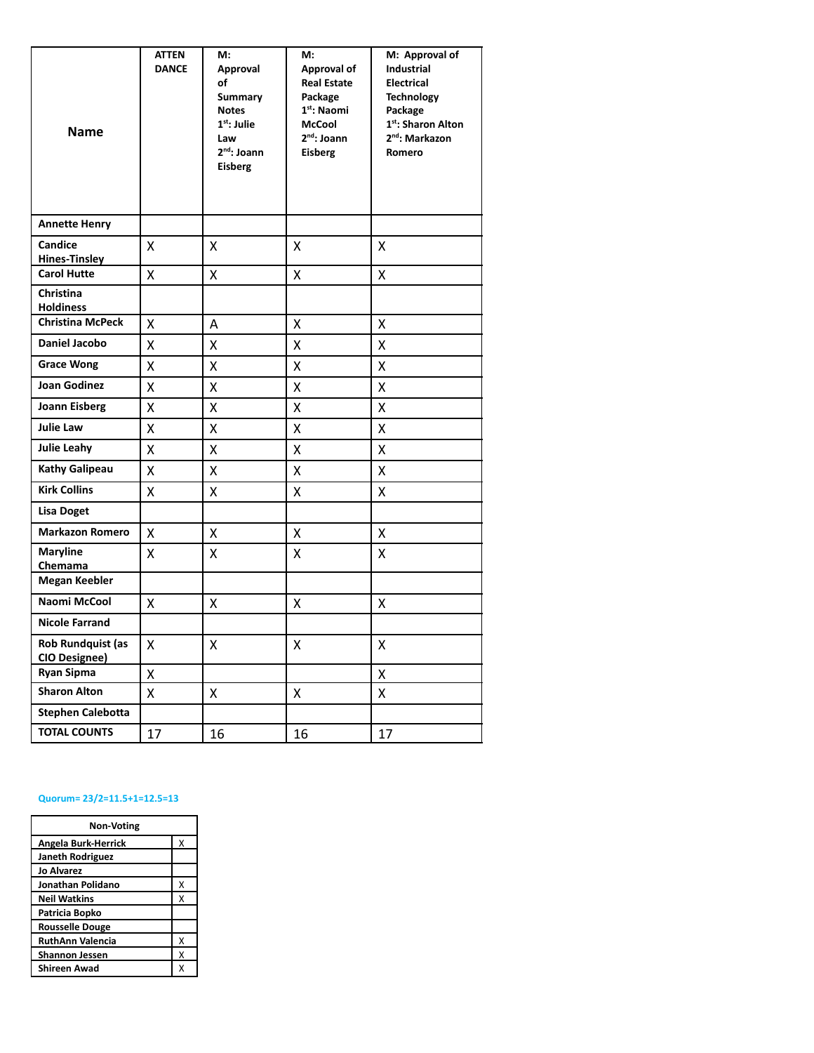| Name | ATTENDANCE | M: Approval of Summary Notes 1st: Julie Law 2nd: Joann Eisberg | M: Approval of Real Estate Package 1st: Naomi McCool 2nd: Joann Eisberg | M: Approval of Industrial Electrical Technology Package 1st: Sharon Alton 2nd: Markazon Romero |
|---|---|---|---|---|
| Annette Henry | | | | |
| Candice Hines-Tinsley | X | X | X | X |
| Carol Hutte | X | X | X | X |
| Christina Holdiness | | | | |
| Christina McPeck | X | A | X | X |
| Daniel Jacobo | X | X | X | X |
| Grace Wong | X | X | X | X |
| Joan Godinez | X | X | X | X |
| Joann Eisberg | X | X | X | X |
| Julie Law | X | X | X | X |
| Julie Leahy | X | X | X | X |
| Kathy Galipeau | X | X | X | X |
| Kirk Collins | X | X | X | X |
| Lisa Doget | | | | |
| Markazon Romero | X | X | X | X |
| Maryline Chemama | X | X | X | X |
| Megan Keebler | | | | |
| Naomi McCool | X | X | X | X |
| Nicole Farrand | | | | |
| Rob Rundquist (as CIO Designee) | X | X | X | X |
| Ryan Sipma | X | | | X |
| Sharon Alton | X | X | X | X |
| Stephen Calebotta | | | | |
| TOTAL COUNTS | 17 | 16 | 16 | 17 |

Quorum= 23/2=11.5+1=12.5=13

| Non-Voting | |
|---|---|
| Angela Burk-Herrick | X |
| Janeth Rodriguez | |
| Jo Alvarez | |
| Jonathan Polidano | X |
| Neil Watkins | X |
| Patricia Bopko | |
| Rousselle Douge | |
| RuthAnn Valencia | X |
| Shannon Jessen | X |
| Shireen Awad | X |